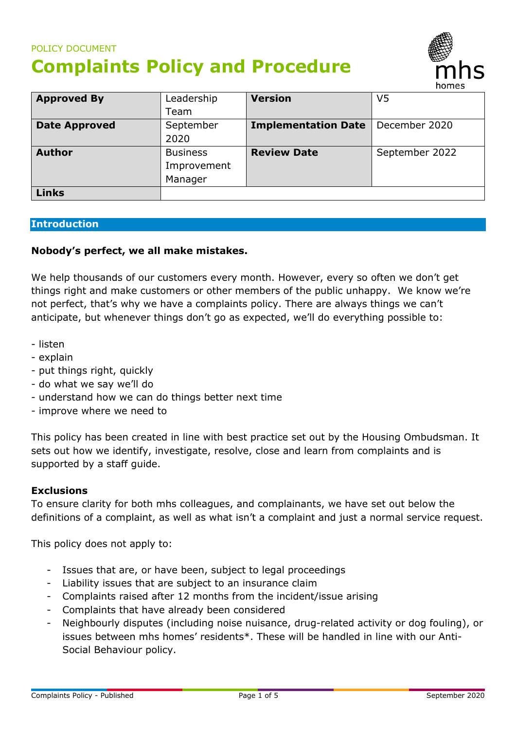POLICY DOCUMENT

# Complaints Policy and Procedure

| **Approved By** | Leadership Team | **Version** | V5 |
|---|---|---|---|
| **Date Approved** | September 2020 | **Implementation Date** | December 2020 |
| **Author** | Business Improvement Manager | **Review Date** | September 2022 |
| **Links** | | | |

## Introduction

**Nobody's perfect, we all make mistakes.**

We help thousands of our customers every month. However, every so often we don't get things right and make customers or other members of the public unhappy. We know we're not perfect, that's why we have a complaints policy. There are always things we can't anticipate, but whenever things don't go as expected, we'll do everything possible to:

- listen
- explain
- put things right, quickly
- do what we say we'll do
- understand how we can do things better next time
- improve where we need to

This policy has been created in line with best practice set out by the Housing Ombudsman. It sets out how we identify, investigate, resolve, close and learn from complaints and is supported by a staff guide.

### Exclusions

To ensure clarity for both mhs colleagues, and complainants, we have set out below the definitions of a complaint, as well as what isn't a complaint and just a normal service request.

This policy does not apply to:

- Issues that are, or have been, subject to legal proceedings
- Liability issues that are subject to an insurance claim
- Complaints raised after 12 months from the incident/issue arising
- Complaints that have already been considered
- Neighbourly disputes (including noise nuisance, drug-related activity or dog fouling), or issues between mhs homes' residents*. These will be handled in line with our Anti-Social Behaviour policy.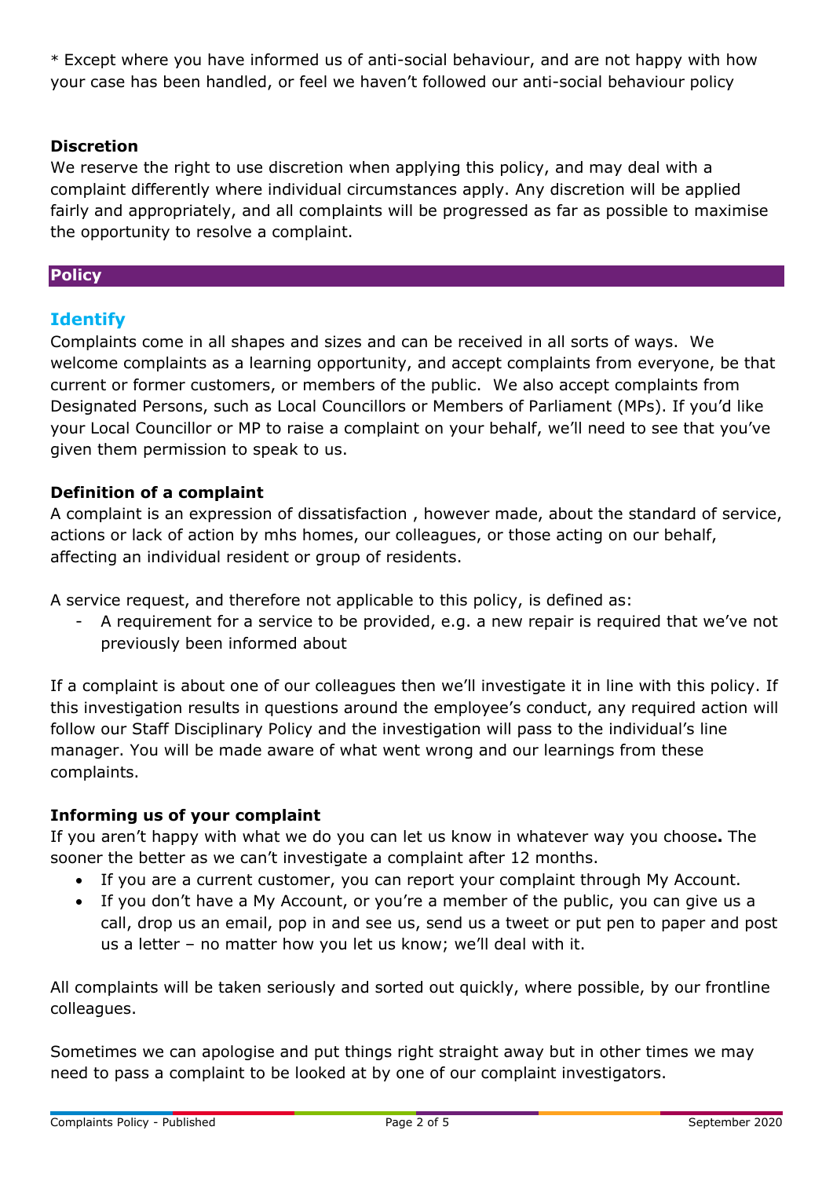* Except where you have informed us of anti-social behaviour, and are not happy with how your case has been handled, or feel we haven't followed our anti-social behaviour policy

**Discretion**

We reserve the right to use discretion when applying this policy, and may deal with a complaint differently where individual circumstances apply. Any discretion will be applied fairly and appropriately, and all complaints will be progressed as far as possible to maximise the opportunity to resolve a complaint.

## Policy

### Identify

Complaints come in all shapes and sizes and can be received in all sorts of ways. We welcome complaints as a learning opportunity, and accept complaints from everyone, be that current or former customers, or members of the public. We also accept complaints from Designated Persons, such as Local Councillors or Members of Parliament (MPs). If you'd like your Local Councillor or MP to raise a complaint on your behalf, we'll need to see that you've given them permission to speak to us.

**Definition of a complaint**

A complaint is an expression of dissatisfaction , however made, about the standard of service, actions or lack of action by mhs homes, our colleagues, or those acting on our behalf, affecting an individual resident or group of residents.

A service request, and therefore not applicable to this policy, is defined as:

- A requirement for a service to be provided, e.g. a new repair is required that we've not previously been informed about

If a complaint is about one of our colleagues then we'll investigate it in line with this policy. If this investigation results in questions around the employee's conduct, any required action will follow our Staff Disciplinary Policy and the investigation will pass to the individual's line manager. You will be made aware of what went wrong and our learnings from these complaints.

**Informing us of your complaint**

If you aren't happy with what we do you can let us know in whatever way you choose**.** The sooner the better as we can't investigate a complaint after 12 months.

- If you are a current customer, you can report your complaint through My Account.
- If you don't have a My Account, or you're a member of the public, you can give us a call, drop us an email, pop in and see us, send us a tweet or put pen to paper and post us a letter – no matter how you let us know; we'll deal with it.

All complaints will be taken seriously and sorted out quickly, where possible, by our frontline colleagues.

Sometimes we can apologise and put things right straight away but in other times we may need to pass a complaint to be looked at by one of our complaint investigators.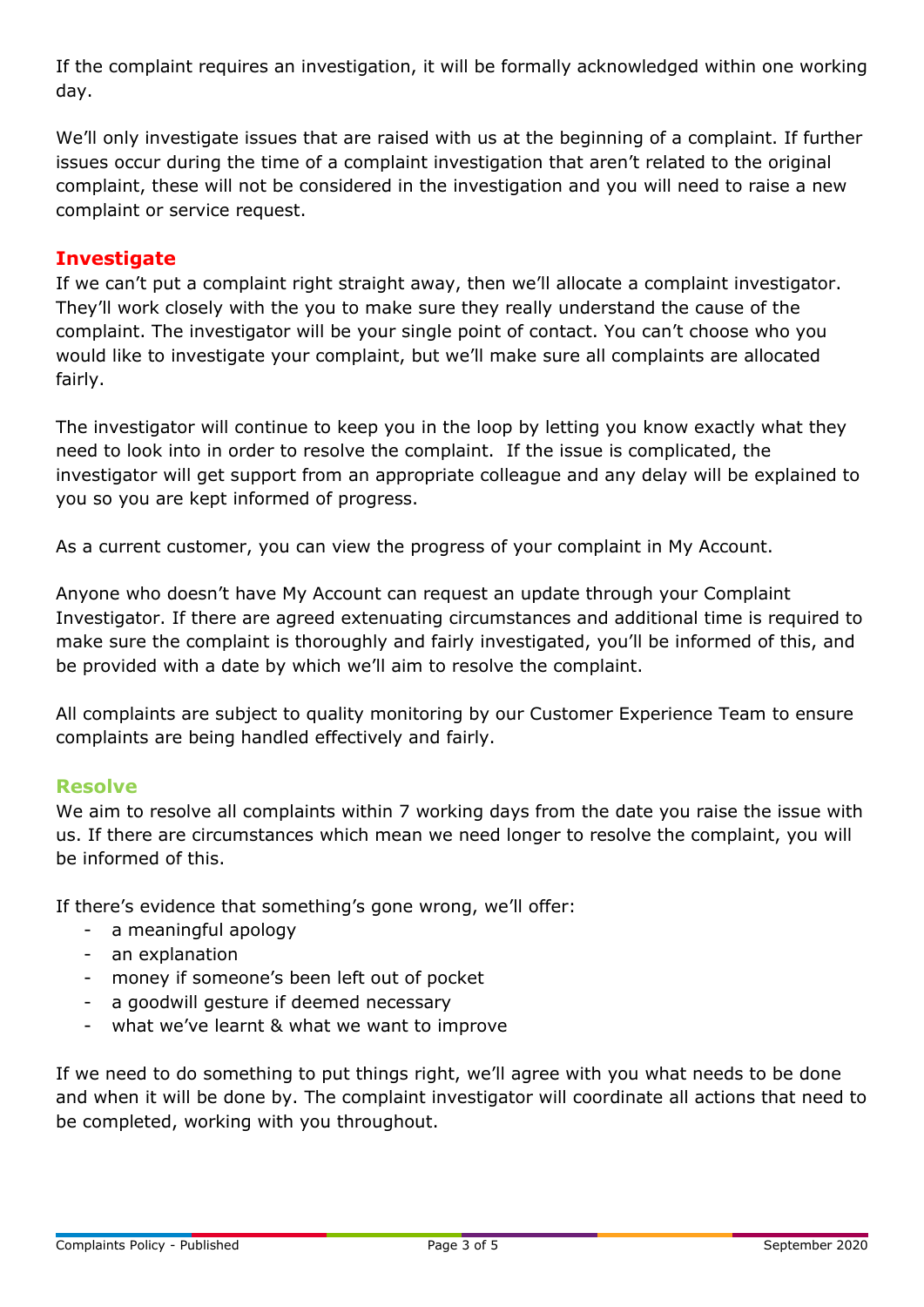If the complaint requires an investigation, it will be formally acknowledged within one working day.

We'll only investigate issues that are raised with us at the beginning of a complaint. If further issues occur during the time of a complaint investigation that aren't related to the original complaint, these will not be considered in the investigation and you will need to raise a new complaint or service request.

## Investigate

If we can't put a complaint right straight away, then we'll allocate a complaint investigator. They'll work closely with the you to make sure they really understand the cause of the complaint. The investigator will be your single point of contact. You can't choose who you would like to investigate your complaint, but we'll make sure all complaints are allocated fairly.

The investigator will continue to keep you in the loop by letting you know exactly what they need to look into in order to resolve the complaint. If the issue is complicated, the investigator will get support from an appropriate colleague and any delay will be explained to you so you are kept informed of progress.

As a current customer, you can view the progress of your complaint in My Account.

Anyone who doesn't have My Account can request an update through your Complaint Investigator. If there are agreed extenuating circumstances and additional time is required to make sure the complaint is thoroughly and fairly investigated, you'll be informed of this, and be provided with a date by which we'll aim to resolve the complaint.

All complaints are subject to quality monitoring by our Customer Experience Team to ensure complaints are being handled effectively and fairly.

## Resolve

We aim to resolve all complaints within 7 working days from the date you raise the issue with us. If there are circumstances which mean we need longer to resolve the complaint, you will be informed of this.

If there's evidence that something's gone wrong, we'll offer:

- a meaningful apology
- an explanation
- money if someone's been left out of pocket
- a goodwill gesture if deemed necessary
- what we've learnt & what we want to improve

If we need to do something to put things right, we'll agree with you what needs to be done and when it will be done by. The complaint investigator will coordinate all actions that need to be completed, working with you throughout.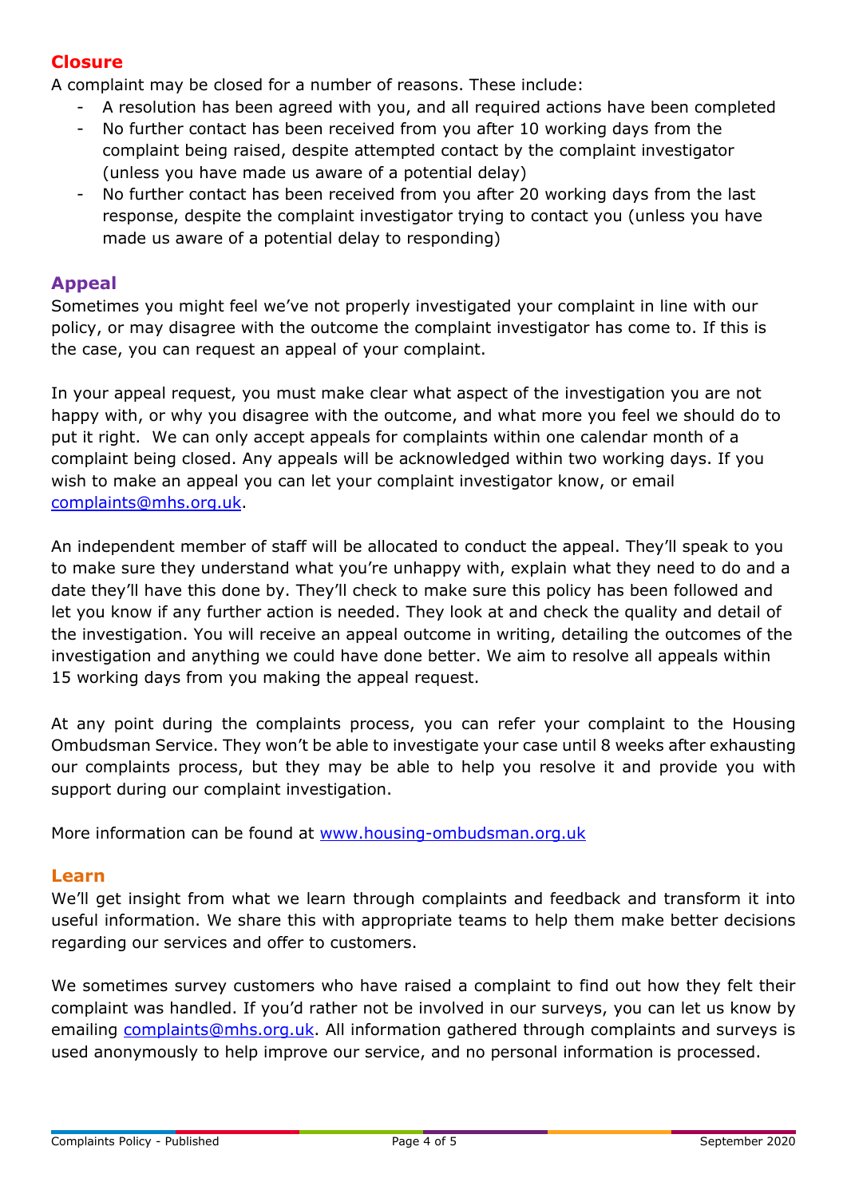## Closure

A complaint may be closed for a number of reasons. These include:

- A resolution has been agreed with you, and all required actions have been completed
- No further contact has been received from you after 10 working days from the complaint being raised, despite attempted contact by the complaint investigator (unless you have made us aware of a potential delay)
- No further contact has been received from you after 20 working days from the last response, despite the complaint investigator trying to contact you (unless you have made us aware of a potential delay to responding)

## Appeal

Sometimes you might feel we've not properly investigated your complaint in line with our policy, or may disagree with the outcome the complaint investigator has come to. If this is the case, you can request an appeal of your complaint.

In your appeal request, you must make clear what aspect of the investigation you are not happy with, or why you disagree with the outcome, and what more you feel we should do to put it right. We can only accept appeals for complaints within one calendar month of a complaint being closed. Any appeals will be acknowledged within two working days. If you wish to make an appeal you can let your complaint investigator know, or email [complaints@mhs.org.uk](mailto:complaints@mhs.org.uk).

An independent member of staff will be allocated to conduct the appeal. They'll speak to you to make sure they understand what you're unhappy with, explain what they need to do and a date they'll have this done by. They'll check to make sure this policy has been followed and let you know if any further action is needed. They look at and check the quality and detail of the investigation. You will receive an appeal outcome in writing, detailing the outcomes of the investigation and anything we could have done better. We aim to resolve all appeals within 15 working days from you making the appeal request.

At any point during the complaints process, you can refer your complaint to the Housing Ombudsman Service. They won't be able to investigate your case until 8 weeks after exhausting our complaints process, but they may be able to help you resolve it and provide you with support during our complaint investigation.

More information can be found at [www.housing-ombudsman.org.uk](http://www.housing-ombudsman.org.uk)

## Learn

We'll get insight from what we learn through complaints and feedback and transform it into useful information. We share this with appropriate teams to help them make better decisions regarding our services and offer to customers.

We sometimes survey customers who have raised a complaint to find out how they felt their complaint was handled. If you'd rather not be involved in our surveys, you can let us know by emailing [complaints@mhs.org.uk](mailto:complaints@mhs.org.uk). All information gathered through complaints and surveys is used anonymously to help improve our service, and no personal information is processed.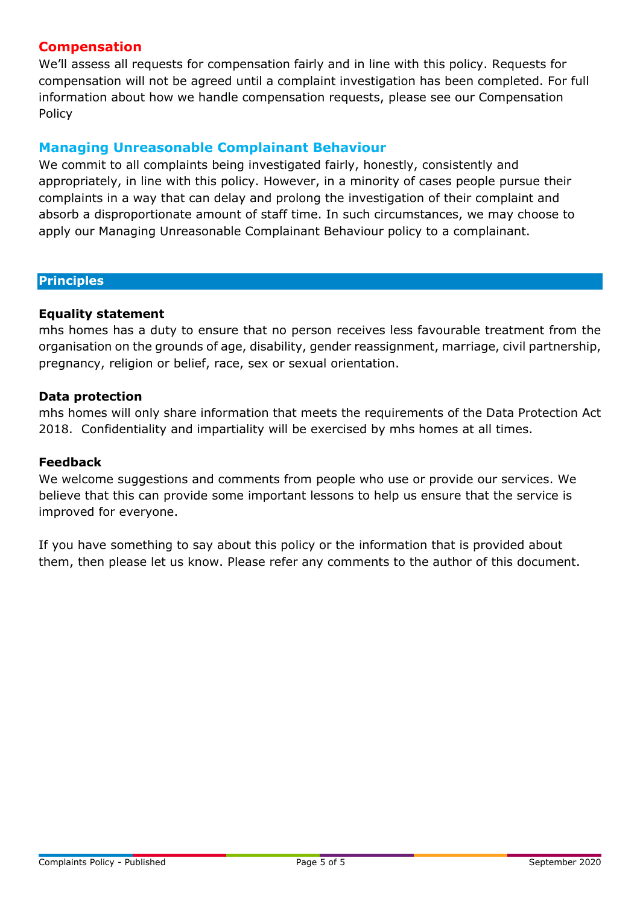## Compensation

We'll assess all requests for compensation fairly and in line with this policy. Requests for compensation will not be agreed until a complaint investigation has been completed. For full information about how we handle compensation requests, please see our Compensation Policy

## Managing Unreasonable Complainant Behaviour

We commit to all complaints being investigated fairly, honestly, consistently and appropriately, in line with this policy. However, in a minority of cases people pursue their complaints in a way that can delay and prolong the investigation of their complaint and absorb a disproportionate amount of staff time. In such circumstances, we may choose to apply our Managing Unreasonable Complainant Behaviour policy to a complainant.

## Principles

### Equality statement

mhs homes has a duty to ensure that no person receives less favourable treatment from the organisation on the grounds of age, disability, gender reassignment, marriage, civil partnership, pregnancy, religion or belief, race, sex or sexual orientation.

### Data protection

mhs homes will only share information that meets the requirements of the Data Protection Act 2018. Confidentiality and impartiality will be exercised by mhs homes at all times.

### Feedback

We welcome suggestions and comments from people who use or provide our services. We believe that this can provide some important lessons to help us ensure that the service is improved for everyone.

If you have something to say about this policy or the information that is provided about them, then please let us know. Please refer any comments to the author of this document.